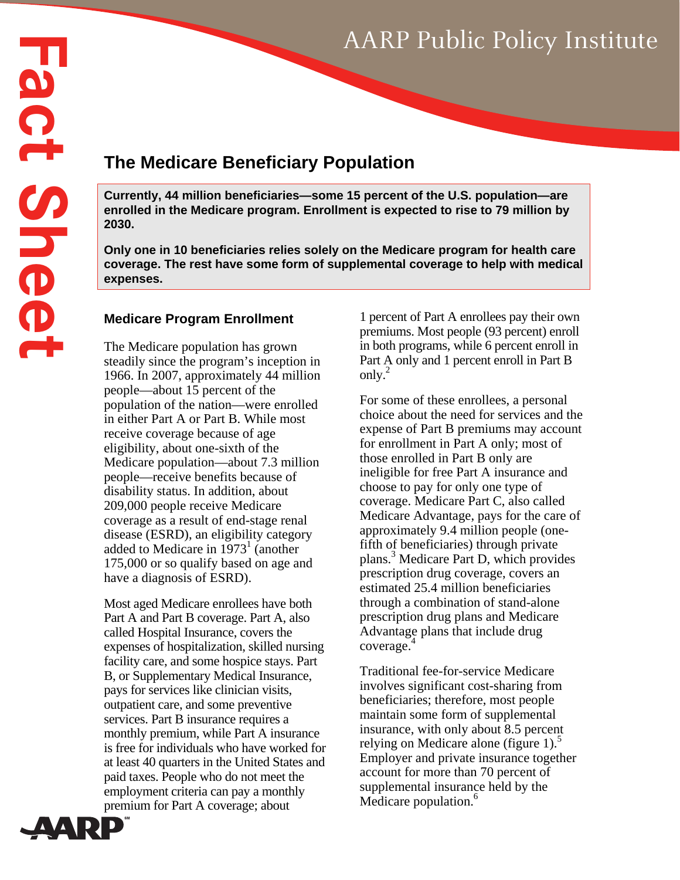# The Medicare Beneficiary Population

**Currently, 44 million beneficiaries—some 15 percent of the U.S. population—are enrolled in the Medicare program. Enrollment is expected to rise to 79 million by 2030.**

**Only one in 10 beneficiaries relies solely on the Medicare program for health care coverage. The rest have some form of supplemental coverage to help with medical expenses.**

## Medicare Program Enrollment

The Medicare population has grown steadily since the program's inception in 1966. In 2007, approximately 44 million people—about 15 percent of the population of the nation—were enrolled in either Part A or Part B. While most receive coverage because of age eligibility, about one-sixth of the Medicare population—about 7.3 million people—receive benefits because of disability status. In addition, about 209,000 people receive Medicare coverage as a result of end-stage renal disease (ESRD), an eligibility category added to Medicare in 1973[1] (another 175,000 or so qualify based on age and have a diagnosis of ESRD).

Most aged Medicare enrollees have both Part A and Part B coverage. Part A, also called Hospital Insurance, covers the expenses of hospitalization, skilled nursing facility care, and some hospice stays. Part B, or Supplementary Medical Insurance, pays for services like clinician visits, outpatient care, and some preventive services. Part B insurance requires a monthly premium, while Part A insurance is free for individuals who have worked for at least 40 quarters in the United States and paid taxes. People who do not meet the employment criteria can pay a monthly premium for Part A coverage; about 1 percent of Part A enrollees pay their own premiums. Most people (93 percent) enroll in both programs, while 6 percent enroll in Part A only and 1 percent enroll in Part B only.[2]

For some of these enrollees, a personal choice about the need for services and the expense of Part B premiums may account for enrollment in Part A only; most of those enrolled in Part B only are ineligible for free Part A insurance and choose to pay for only one type of coverage. Medicare Part C, also called Medicare Advantage, pays for the care of approximately 9.4 million people (one-fifth of beneficiaries) through private plans.[3] Medicare Part D, which provides prescription drug coverage, covers an estimated 25.4 million beneficiaries through a combination of stand-alone prescription drug plans and Medicare Advantage plans that include drug coverage.[4]

Traditional fee-for-service Medicare involves significant cost-sharing from beneficiaries; therefore, most people maintain some form of supplemental insurance, with only about 8.5 percent relying on Medicare alone (figure 1).[5] Employer and private insurance together account for more than 70 percent of supplemental insurance held by the Medicare population.[6]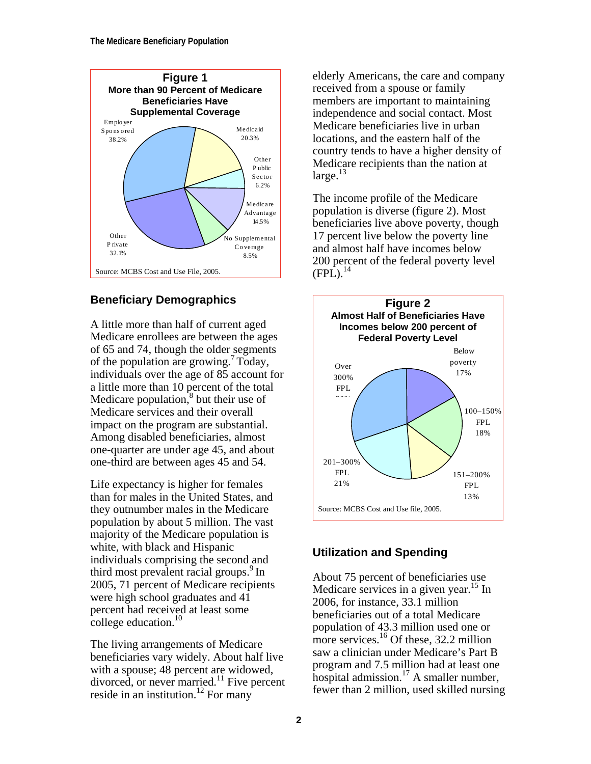**Figure 1**
**More than 90 Percent of Medicare Beneficiaries Have Supplemental Coverage**

Employer Sponsored 38.2%
Medicaid 20.3%
Other Public Sector 6.2%
Medicare Advantage 14.5%
No Supplemental Coverage 8.5%
Other Private 32.1%

Source: MCBS Cost and Use File, 2005.

## Beneficiary Demographics

A little more than half of current aged Medicare enrollees are between the ages of 65 and 74, though the older segments of the population are growing.[7] Today, individuals over the age of 85 account for a little more than 10 percent of the total Medicare population,[8] but their use of Medicare services and their overall impact on the program are substantial. Among disabled beneficiaries, almost one-quarter are under age 45, and about one-third are between ages 45 and 54.

Life expectancy is higher for females than for males in the United States, and they outnumber males in the Medicare population by about 5 million. The vast majority of the Medicare population is white, with black and Hispanic individuals comprising the second and third most prevalent racial groups.[9] In 2005, 71 percent of Medicare recipients were high school graduates and 41 percent had received at least some college education.[10]

The living arrangements of Medicare beneficiaries vary widely. About half live with a spouse; 48 percent are widowed, divorced, or never married.[11] Five percent reside in an institution.[12] For many elderly Americans, the care and company received from a spouse or family members are important to maintaining independence and social contact. Most Medicare beneficiaries live in urban locations, and the eastern half of the country tends to have a higher density of Medicare recipients than the nation at large.[13]

The income profile of the Medicare population is diverse (figure 2). Most beneficiaries live above poverty, though 17 percent live below the poverty line and almost half have incomes below 200 percent of the federal poverty level (FPL).[14]

**Figure 2**
**Almost Half of Beneficiaries Have Incomes below 200 percent of Federal Poverty Level**

Below poverty 17%
100–150% FPL 18%
151–200% FPL 13%
201–300% FPL 21%
Over 300% FPL

Source: MCBS Cost and Use file, 2005.

## Utilization and Spending

About 75 percent of beneficiaries use Medicare services in a given year.[15] In 2006, for instance, 33.1 million beneficiaries out of a total Medicare population of 43.3 million used one or more services.[16] Of these, 32.2 million saw a clinician under Medicare's Part B program and 7.5 million had at least one hospital admission.[17] A smaller number, fewer than 2 million, used skilled nursing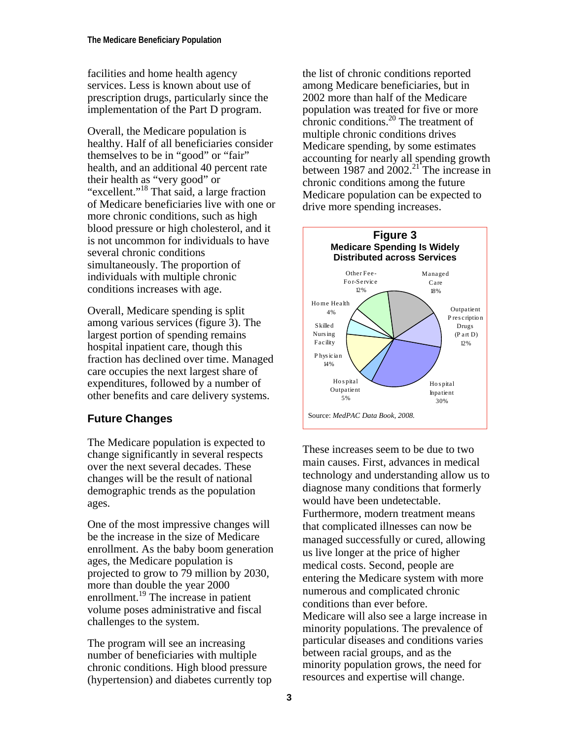facilities and home health agency services. Less is known about use of prescription drugs, particularly since the implementation of the Part D program.

Overall, the Medicare population is healthy. Half of all beneficiaries consider themselves to be in "good" or "fair" health, and an additional 40 percent rate their health as "very good" or "excellent."[18] That said, a large fraction of Medicare beneficiaries live with one or more chronic conditions, such as high blood pressure or high cholesterol, and it is not uncommon for individuals to have several chronic conditions simultaneously. The proportion of individuals with multiple chronic conditions increases with age.

Overall, Medicare spending is split among various services (figure 3). The largest portion of spending remains hospital inpatient care, though this fraction has declined over time. Managed care occupies the next largest share of expenditures, followed by a number of other benefits and care delivery systems.

## Future Changes

The Medicare population is expected to change significantly in several respects over the next several decades. These changes will be the result of national demographic trends as the population ages.

One of the most impressive changes will be the increase in the size of Medicare enrollment. As the baby boom generation ages, the Medicare population is projected to grow to 79 million by 2030, more than double the year 2000 enrollment.[19] The increase in patient volume poses administrative and fiscal challenges to the system.

The program will see an increasing number of beneficiaries with multiple chronic conditions. High blood pressure (hypertension) and diabetes currently top the list of chronic conditions reported among Medicare beneficiaries, but in 2002 more than half of the Medicare population was treated for five or more chronic conditions.[20] The treatment of multiple chronic conditions drives Medicare spending, by some estimates accounting for nearly all spending growth between 1987 and 2002.[21] The increase in chronic conditions among the future Medicare population can be expected to drive more spending increases.

**Figure 3**
**Medicare Spending Is Widely Distributed across Services**

| Service | Share |
|---|---|
| Hospital Inpatient | 30% |
| Managed Care | 18% |
| Physician | 14% |
| Other Fee-For-Service | 12% |
| Outpatient Prescription Drugs (Part D) | 12% |
| Hospital Outpatient | 5% |
| Home Health | 4% |
| Skilled Nursing Facility | |

Source: *MedPAC Data Book, 2008.*

These increases seem to be due to two main causes. First, advances in medical technology and understanding allow us to diagnose many conditions that formerly would have been undetectable. Furthermore, modern treatment means that complicated illnesses can now be managed successfully or cured, allowing us live longer at the price of higher medical costs. Second, people are entering the Medicare system with more numerous and complicated chronic conditions than ever before.

Medicare will also see a large increase in minority populations. The prevalence of particular diseases and conditions varies between racial groups, and as the minority population grows, the need for resources and expertise will change.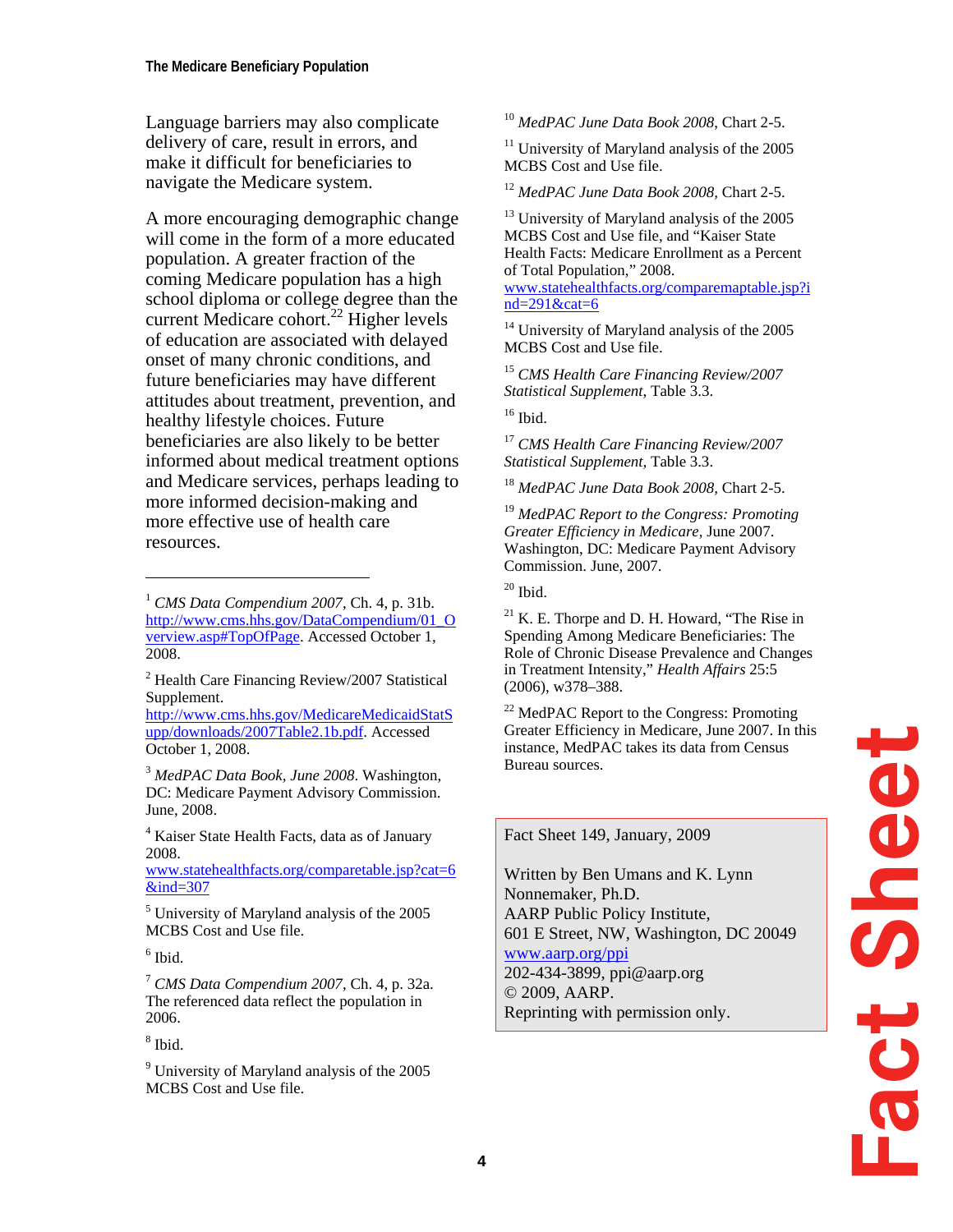Language barriers may also complicate delivery of care, result in errors, and make it difficult for beneficiaries to navigate the Medicare system.

A more encouraging demographic change will come in the form of a more educated population. A greater fraction of the coming Medicare population has a high school diploma or college degree than the current Medicare cohort.[22] Higher levels of education are associated with delayed onset of many chronic conditions, and future beneficiaries may have different attitudes about treatment, prevention, and healthy lifestyle choices. Future beneficiaries are also likely to be better informed about medical treatment options and Medicare services, perhaps leading to more informed decision-making and more effective use of health care resources.

---

[1] *CMS Data Compendium 2007*, Ch. 4, p. 31b. http://www.cms.hhs.gov/DataCompendium/01_Overview.asp#TopOfPage. Accessed October 1, 2008.

[2] Health Care Financing Review/2007 Statistical Supplement. http://www.cms.hhs.gov/MedicareMedicaidStatSupp/downloads/2007Table2.1b.pdf. Accessed October 1, 2008.

[3] *MedPAC Data Book, June 2008*. Washington, DC: Medicare Payment Advisory Commission. June, 2008.

[4] Kaiser State Health Facts, data as of January 2008. www.statehealthfacts.org/comparetable.jsp?cat=6&ind=307

[5] University of Maryland analysis of the 2005 MCBS Cost and Use file.

[6] Ibid.

[7] *CMS Data Compendium 2007*, Ch. 4, p. 32a. The referenced data reflect the population in 2006.

[8] Ibid.

[9] University of Maryland analysis of the 2005 MCBS Cost and Use file.

[10] *MedPAC June Data Book 2008*, Chart 2-5.

[11] University of Maryland analysis of the 2005 MCBS Cost and Use file.

[12] *MedPAC June Data Book 2008*, Chart 2-5.

[13] University of Maryland analysis of the 2005 MCBS Cost and Use file, and "Kaiser State Health Facts: Medicare Enrollment as a Percent of Total Population," 2008. www.statehealthfacts.org/comparemaptable.jsp?ind=291&cat=6

[14] University of Maryland analysis of the 2005 MCBS Cost and Use file.

[15] *CMS Health Care Financing Review/2007 Statistical Supplement*, Table 3.3.

[16] Ibid.

[17] *CMS Health Care Financing Review/2007 Statistical Supplement*, Table 3.3.

[18] *MedPAC June Data Book 2008*, Chart 2-5.

[19] *MedPAC Report to the Congress: Promoting Greater Efficiency in Medicare*, June 2007. Washington, DC: Medicare Payment Advisory Commission. June, 2007.

[20] Ibid.

[21] K. E. Thorpe and D. H. Howard, "The Rise in Spending Among Medicare Beneficiaries: The Role of Chronic Disease Prevalence and Changes in Treatment Intensity," *Health Affairs* 25:5 (2006), w378–388.

[22] MedPAC Report to the Congress: Promoting Greater Efficiency in Medicare, June 2007. In this instance, MedPAC takes its data from Census Bureau sources.

Fact Sheet 149, January, 2009

Written by Ben Umans and K. Lynn Nonnemaker, Ph.D.
AARP Public Policy Institute,
601 E Street, NW, Washington, DC 20049
www.aarp.org/ppi
202-434-3899, ppi@aarp.org
© 2009, AARP.
Reprinting with permission only.

**Fact Sheet**